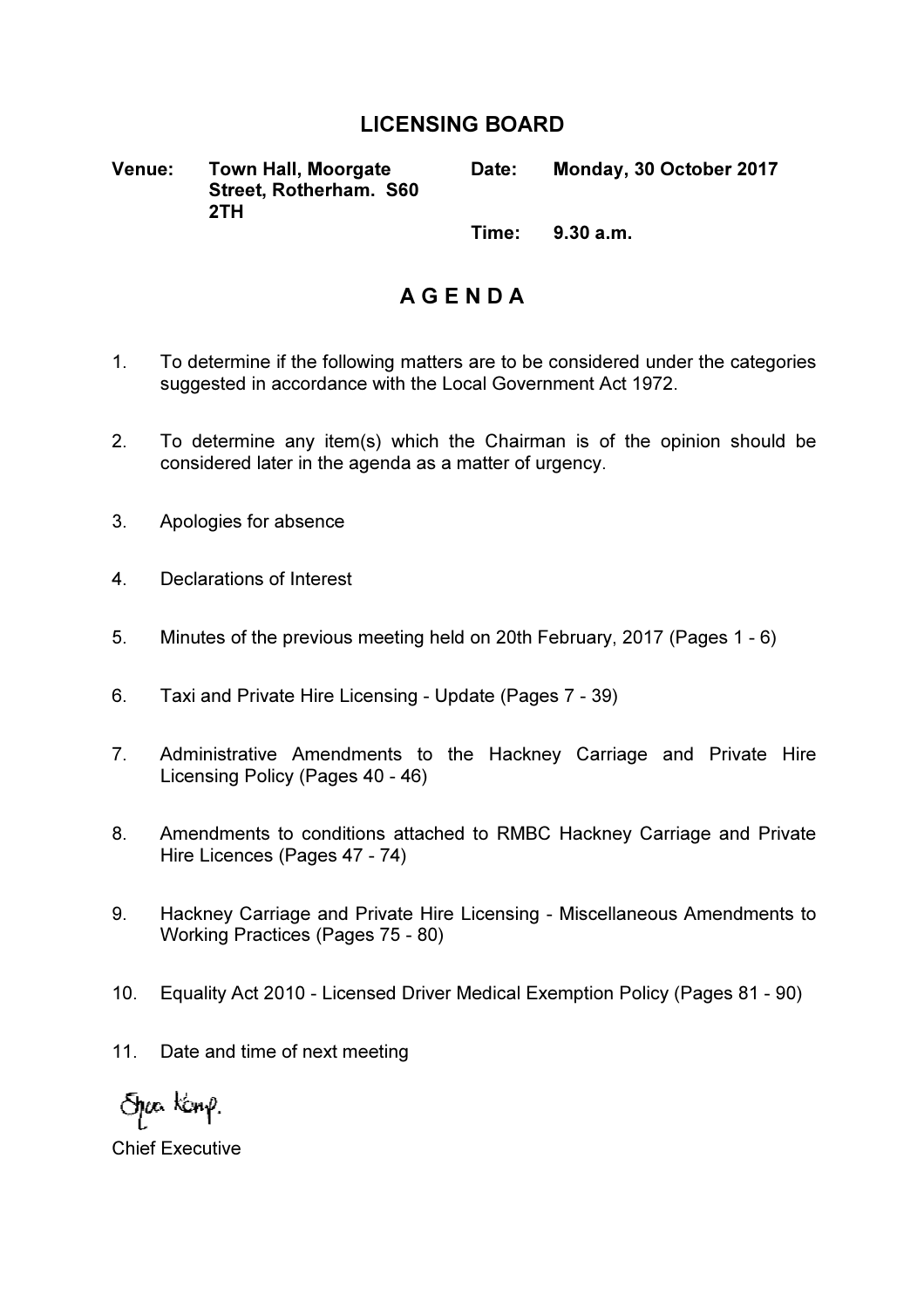# LICENSING BOARD

**Venue:** **Town Hall, Moorgate Street, Rotherham. S60 2TH**

**Date:** **Monday, 30 October 2017**

**Time:** **9.30 a.m.**

## A G E N D A

1. To determine if the following matters are to be considered under the categories suggested in accordance with the Local Government Act 1972.

2. To determine any item(s) which the Chairman is of the opinion should be considered later in the agenda as a matter of urgency.

3. Apologies for absence

4. Declarations of Interest

5. Minutes of the previous meeting held on 20th February, 2017 (Pages 1 - 6)

6. Taxi and Private Hire Licensing - Update (Pages 7 - 39)

7. Administrative Amendments to the Hackney Carriage and Private Hire Licensing Policy (Pages 40 - 46)

8. Amendments to conditions attached to RMBC Hackney Carriage and Private Hire Licences (Pages 47 - 74)

9. Hackney Carriage and Private Hire Licensing - Miscellaneous Amendments to Working Practices (Pages 75 - 80)

10. Equality Act 2010 - Licensed Driver Medical Exemption Policy (Pages 81 - 90)

11. Date and time of next meeting

Chief Executive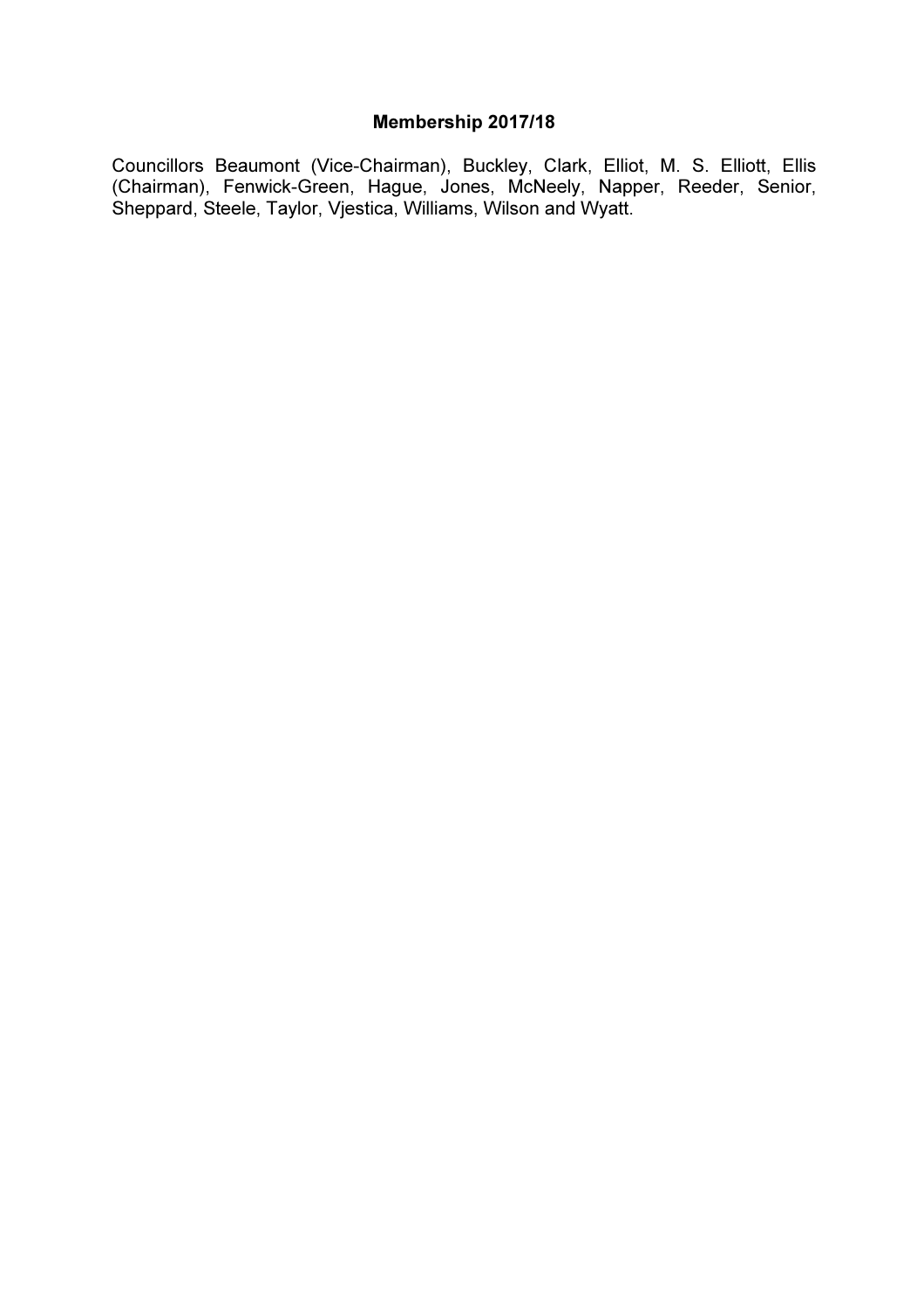**Membership 2017/18**

Councillors Beaumont (Vice-Chairman), Buckley, Clark, Elliot, M. S. Elliott, Ellis (Chairman), Fenwick-Green, Hague, Jones, McNeely, Napper, Reeder, Senior, Sheppard, Steele, Taylor, Vjestica, Williams, Wilson and Wyatt.